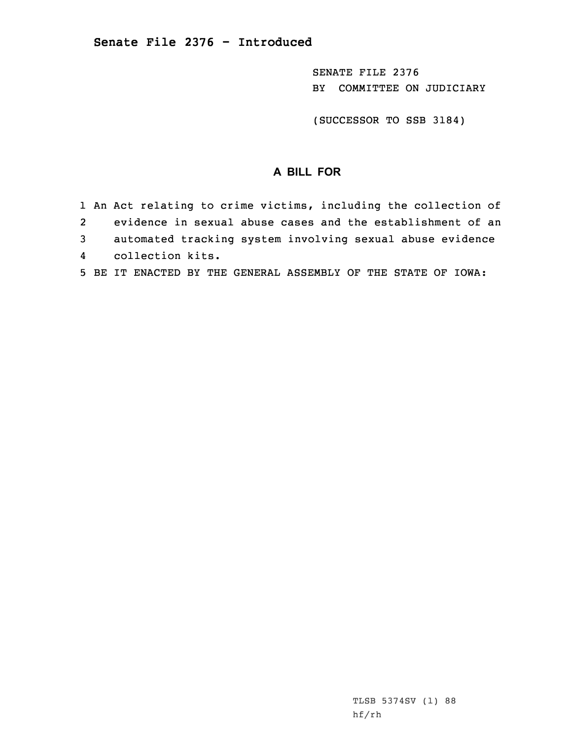## Senate File 2376 - Introduced

SENATE FILE 2376
BY COMMITTEE ON JUDICIARY

(SUCCESSOR TO SSB 3184)

### A BILL FOR

1 An Act relating to crime victims, including the collection of
2 evidence in sexual abuse cases and the establishment of an
3 automated tracking system involving sexual abuse evidence
4 collection kits.
5 BE IT ENACTED BY THE GENERAL ASSEMBLY OF THE STATE OF IOWA:

TLSB 5374SV (1) 88
hf/rh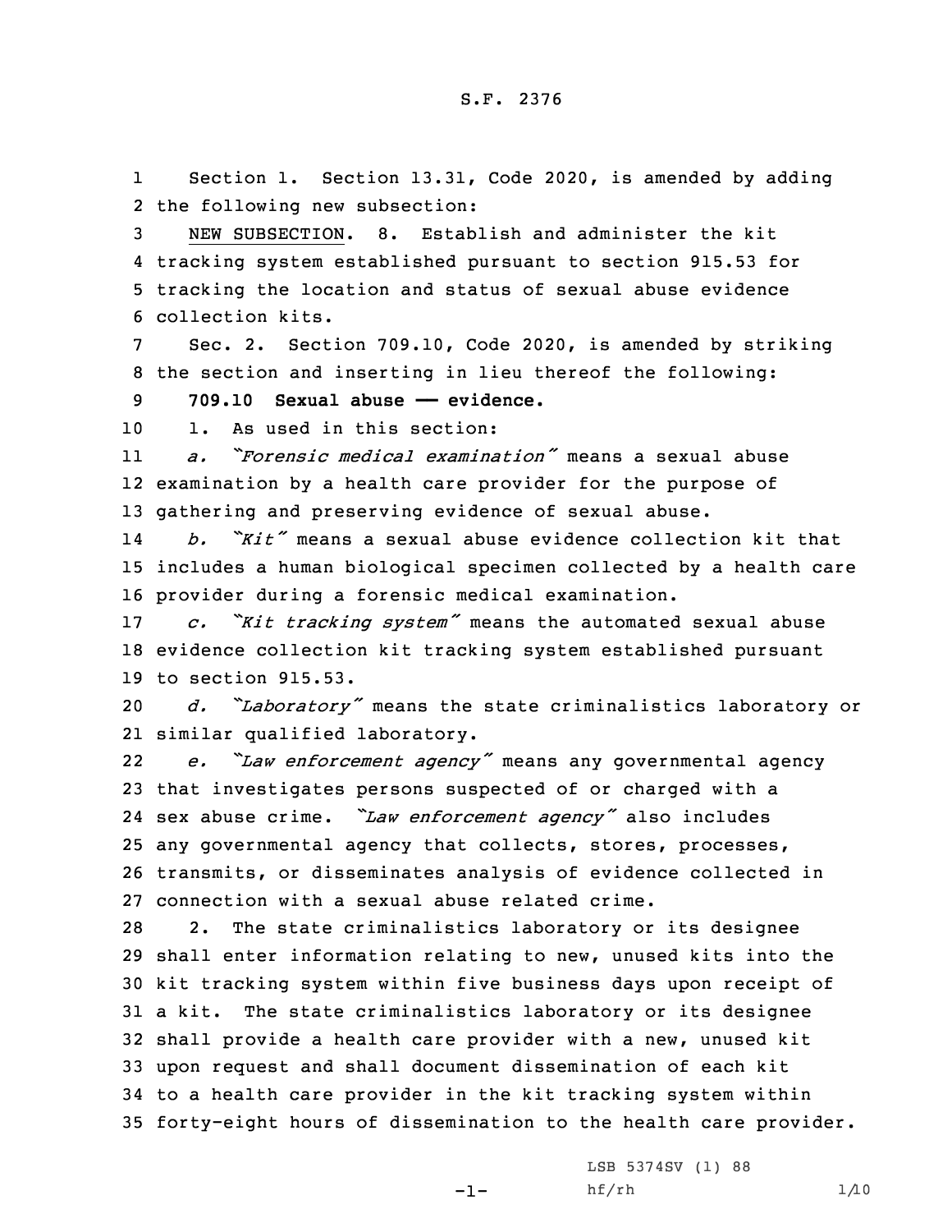S.F. 2376

Section 1. Section 13.31, Code 2020, is amended by adding the following new subsection:

NEW SUBSECTION. 8. Establish and administer the kit tracking system established pursuant to section 915.53 for tracking the location and status of sexual abuse evidence collection kits.

Sec. 2. Section 709.10, Code 2020, is amended by striking the section and inserting in lieu thereof the following:

**709.10 Sexual abuse —— evidence.**

1. As used in this section:

*a. "Forensic medical examination"* means a sexual abuse examination by a health care provider for the purpose of gathering and preserving evidence of sexual abuse.

*b. "Kit"* means a sexual abuse evidence collection kit that includes a human biological specimen collected by a health care provider during a forensic medical examination.

*c. "Kit tracking system"* means the automated sexual abuse evidence collection kit tracking system established pursuant to section 915.53.

*d. "Laboratory"* means the state criminalistics laboratory or similar qualified laboratory.

*e. "Law enforcement agency"* means any governmental agency that investigates persons suspected of or charged with a sex abuse crime. *"Law enforcement agency"* also includes any governmental agency that collects, stores, processes, transmits, or disseminates analysis of evidence collected in connection with a sexual abuse related crime.

2. The state criminalistics laboratory or its designee shall enter information relating to new, unused kits into the kit tracking system within five business days upon receipt of a kit. The state criminalistics laboratory or its designee shall provide a health care provider with a new, unused kit upon request and shall document dissemination of each kit to a health care provider in the kit tracking system within forty-eight hours of dissemination to the health care provider.

LSB 5374SV (1) 88
hf/rh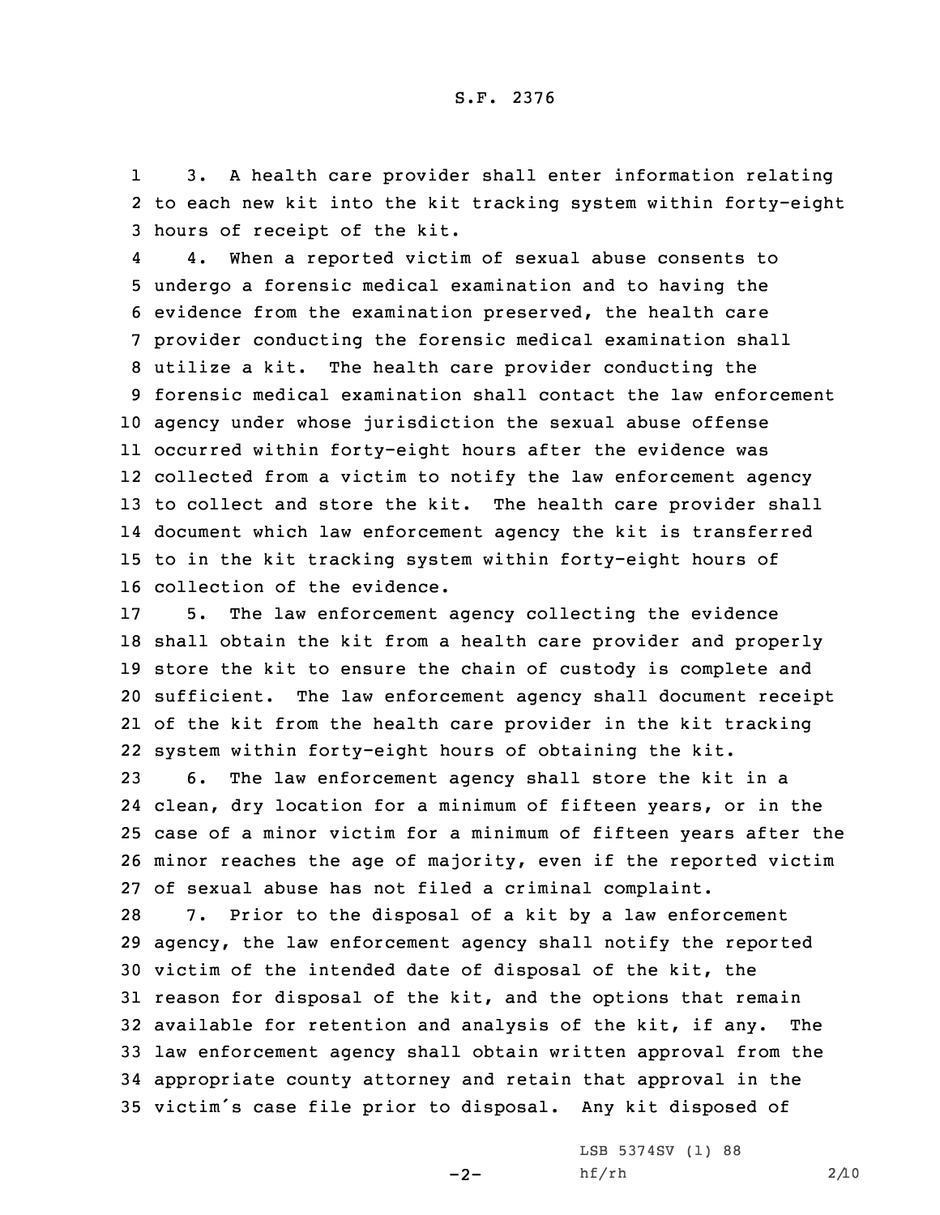3. A health care provider shall enter information relating to each new kit into the kit tracking system within forty-eight hours of receipt of the kit.

4. When a reported victim of sexual abuse consents to undergo a forensic medical examination and to having the evidence from the examination preserved, the health care provider conducting the forensic medical examination shall utilize a kit. The health care provider conducting the forensic medical examination shall contact the law enforcement agency under whose jurisdiction the sexual abuse offense occurred within forty-eight hours after the evidence was collected from a victim to notify the law enforcement agency to collect and store the kit. The health care provider shall document which law enforcement agency the kit is transferred to in the kit tracking system within forty-eight hours of collection of the evidence.

5. The law enforcement agency collecting the evidence shall obtain the kit from a health care provider and properly store the kit to ensure the chain of custody is complete and sufficient. The law enforcement agency shall document receipt of the kit from the health care provider in the kit tracking system within forty-eight hours of obtaining the kit.

6. The law enforcement agency shall store the kit in a clean, dry location for a minimum of fifteen years, or in the case of a minor victim for a minimum of fifteen years after the minor reaches the age of majority, even if the reported victim of sexual abuse has not filed a criminal complaint.

7. Prior to the disposal of a kit by a law enforcement agency, the law enforcement agency shall notify the reported victim of the intended date of disposal of the kit, the reason for disposal of the kit, and the options that remain available for retention and analysis of the kit, if any. The law enforcement agency shall obtain written approval from the appropriate county attorney and retain that approval in the victim's case file prior to disposal. Any kit disposed of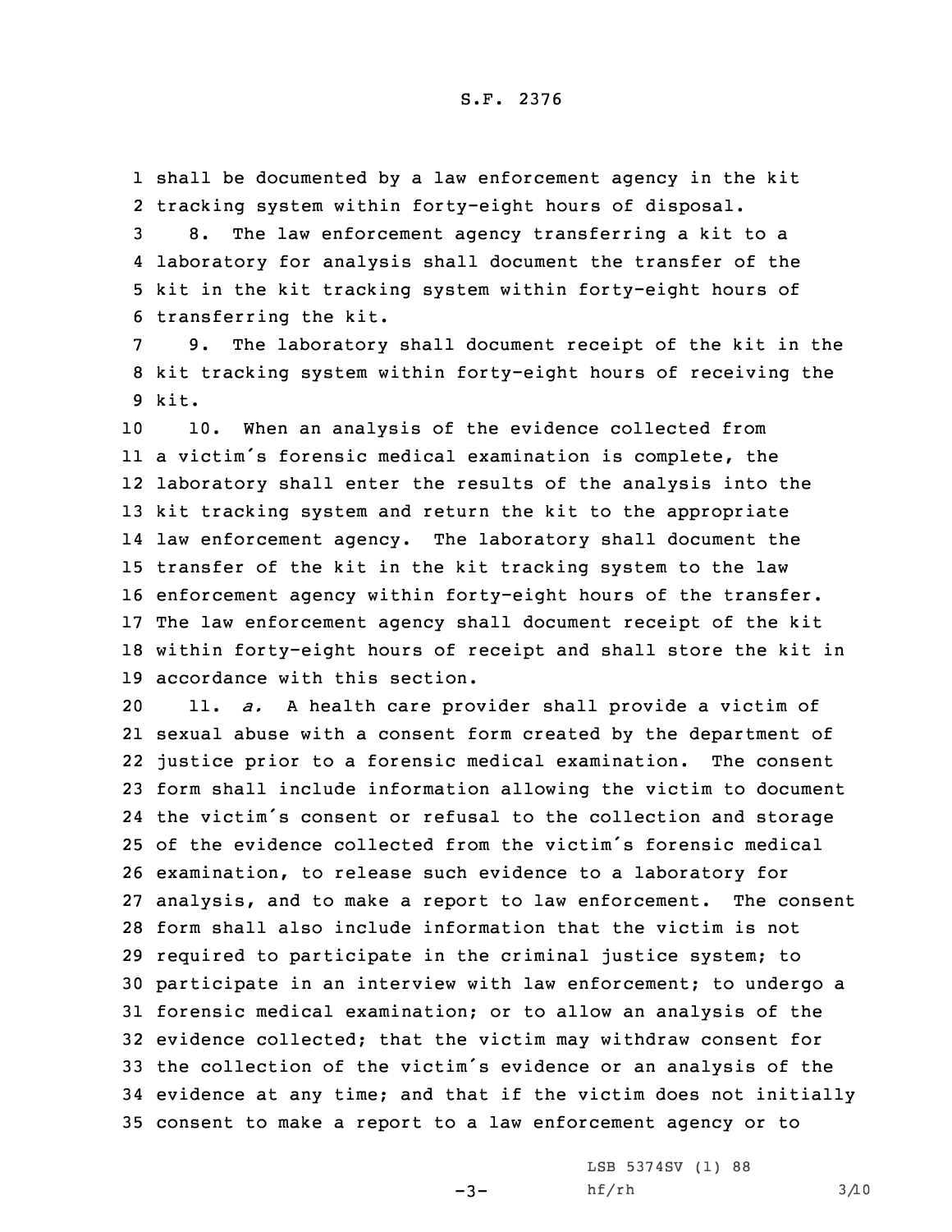shall be documented by a law enforcement agency in the kit tracking system within forty-eight hours of disposal.

8. The law enforcement agency transferring a kit to a laboratory for analysis shall document the transfer of the kit in the kit tracking system within forty-eight hours of transferring the kit.

9. The laboratory shall document receipt of the kit in the kit tracking system within forty-eight hours of receiving the kit.

10. When an analysis of the evidence collected from a victim's forensic medical examination is complete, the laboratory shall enter the results of the analysis into the kit tracking system and return the kit to the appropriate law enforcement agency. The laboratory shall document the transfer of the kit in the kit tracking system to the law enforcement agency within forty-eight hours of the transfer. The law enforcement agency shall document receipt of the kit within forty-eight hours of receipt and shall store the kit in accordance with this section.

11. *a.* A health care provider shall provide a victim of sexual abuse with a consent form created by the department of justice prior to a forensic medical examination. The consent form shall include information allowing the victim to document the victim's consent or refusal to the collection and storage of the evidence collected from the victim's forensic medical examination, to release such evidence to a laboratory for analysis, and to make a report to law enforcement. The consent form shall also include information that the victim is not required to participate in the criminal justice system; to participate in an interview with law enforcement; to undergo a forensic medical examination; or to allow an analysis of the evidence collected; that the victim may withdraw consent for the collection of the victim's evidence or an analysis of the evidence at any time; and that if the victim does not initially consent to make a report to a law enforcement agency or to

LSB 5374SV (1) 88
hf/rh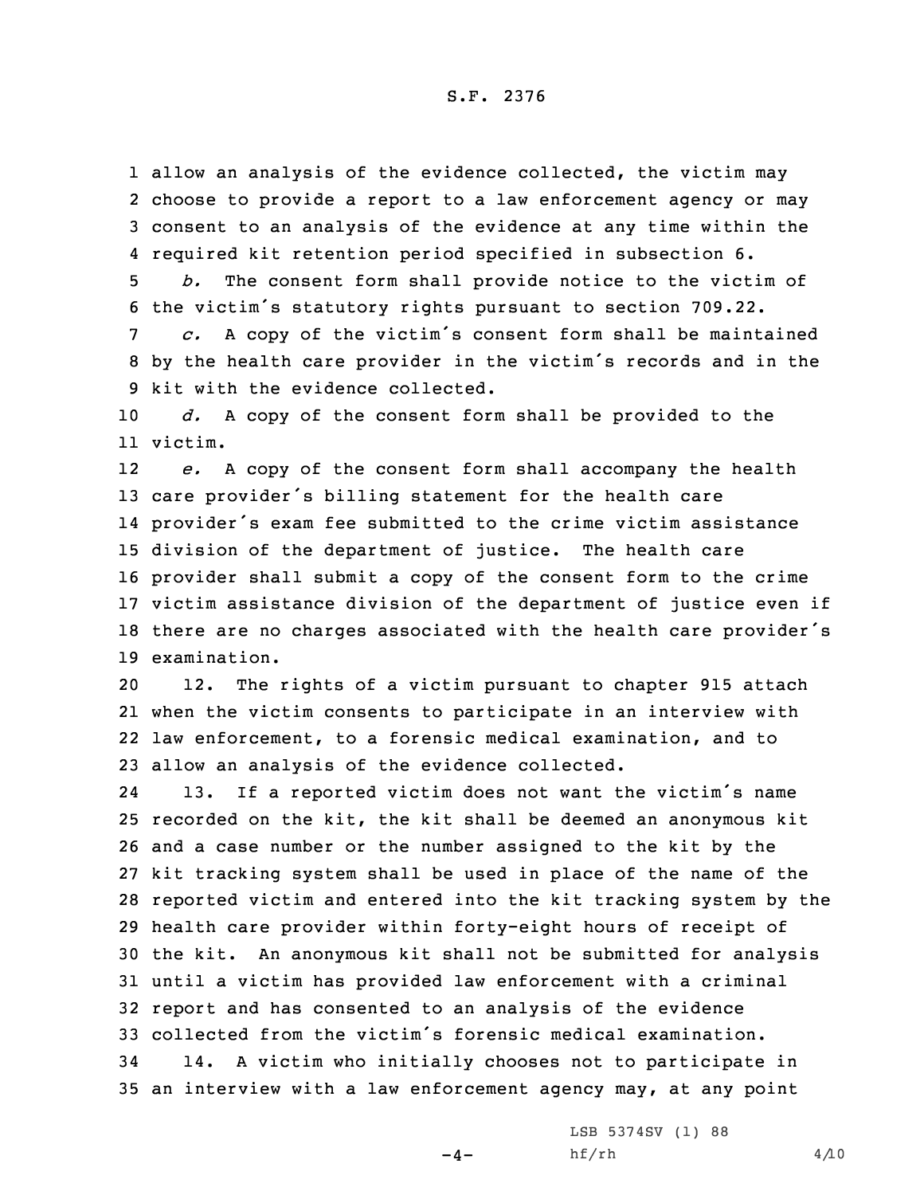allow an analysis of the evidence collected, the victim may choose to provide a report to a law enforcement agency or may consent to an analysis of the evidence at any time within the required kit retention period specified in subsection 6.

*b.* The consent form shall provide notice to the victim of the victim's statutory rights pursuant to section 709.22.

*c.* A copy of the victim's consent form shall be maintained by the health care provider in the victim's records and in the kit with the evidence collected.

*d.* A copy of the consent form shall be provided to the victim.

*e.* A copy of the consent form shall accompany the health care provider's billing statement for the health care provider's exam fee submitted to the crime victim assistance division of the department of justice. The health care provider shall submit a copy of the consent form to the crime victim assistance division of the department of justice even if there are no charges associated with the health care provider's examination.

12. The rights of a victim pursuant to chapter 915 attach when the victim consents to participate in an interview with law enforcement, to a forensic medical examination, and to allow an analysis of the evidence collected.

13. If a reported victim does not want the victim's name recorded on the kit, the kit shall be deemed an anonymous kit and a case number or the number assigned to the kit by the kit tracking system shall be used in place of the name of the reported victim and entered into the kit tracking system by the health care provider within forty-eight hours of receipt of the kit. An anonymous kit shall not be submitted for analysis until a victim has provided law enforcement with a criminal report and has consented to an analysis of the evidence collected from the victim's forensic medical examination.

14. A victim who initially chooses not to participate in an interview with a law enforcement agency may, at any point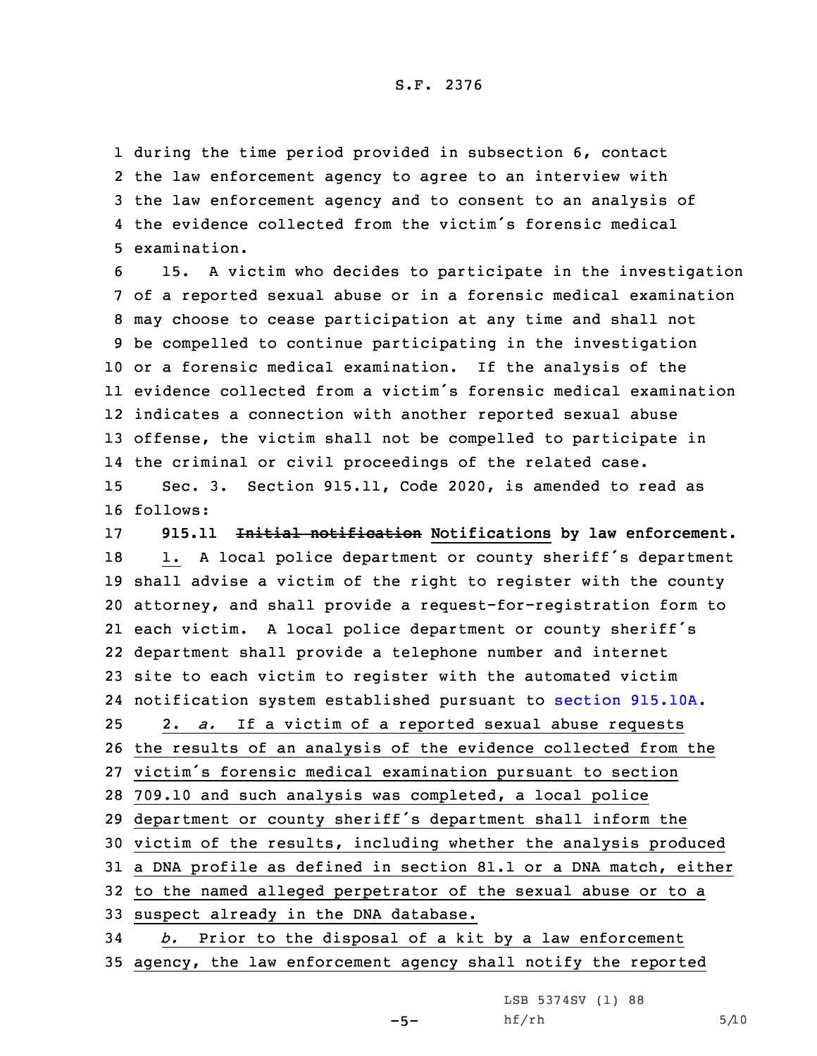during the time period provided in subsection 6, contact the law enforcement agency to agree to an interview with the law enforcement agency and to consent to an analysis of the evidence collected from the victim's forensic medical examination.

15. A victim who decides to participate in the investigation of a reported sexual abuse or in a forensic medical examination may choose to cease participation at any time and shall not be compelled to continue participating in the investigation or a forensic medical examination. If the analysis of the evidence collected from a victim's forensic medical examination indicates a connection with another reported sexual abuse offense, the victim shall not be compelled to participate in the criminal or civil proceedings of the related case.

Sec. 3. Section 915.11, Code 2020, is amended to read as follows:

**915.11 ~~Initial notification~~ Notifications by law enforcement.**

1. A local police department or county sheriff's department shall advise a victim of the right to register with the county attorney, and shall provide a request-for-registration form to each victim. A local police department or county sheriff's department shall provide a telephone number and internet site to each victim to register with the automated victim notification system established pursuant to section 915.10A.

2. *a.* If a victim of a reported sexual abuse requests the results of an analysis of the evidence collected from the victim's forensic medical examination pursuant to section 709.10 and such analysis was completed, a local police department or county sheriff's department shall inform the victim of the results, including whether the analysis produced a DNA profile as defined in section 81.1 or a DNA match, either to the named alleged perpetrator of the sexual abuse or to a suspect already in the DNA database.

*b.* Prior to the disposal of a kit by a law enforcement agency, the law enforcement agency shall notify the reported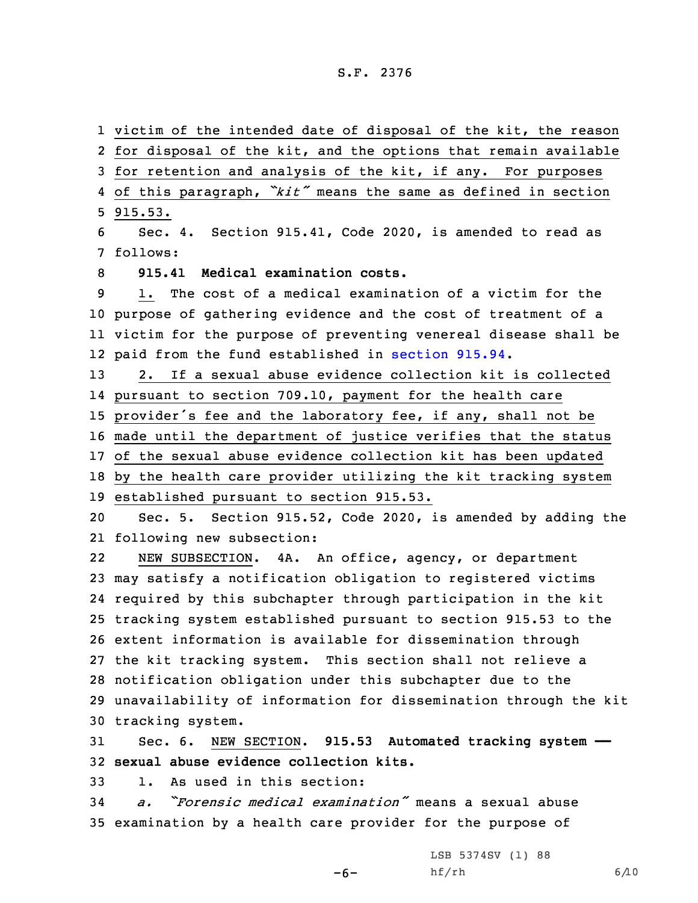victim of the intended date of disposal of the kit, the reason for disposal of the kit, and the options that remain available for retention and analysis of the kit, if any. For purposes of this paragraph, *"kit"* means the same as defined in section 915.53.

Sec. 4. Section 915.41, Code 2020, is amended to read as follows:

**915.41 Medical examination costs.**

1. The cost of a medical examination of a victim for the purpose of gathering evidence and the cost of treatment of a victim for the purpose of preventing venereal disease shall be paid from the fund established in section 915.94.

2. If a sexual abuse evidence collection kit is collected pursuant to section 709.10, payment for the health care provider's fee and the laboratory fee, if any, shall not be made until the department of justice verifies that the status of the sexual abuse evidence collection kit has been updated by the health care provider utilizing the kit tracking system established pursuant to section 915.53.

Sec. 5. Section 915.52, Code 2020, is amended by adding the following new subsection:

NEW SUBSECTION. 4A. An office, agency, or department may satisfy a notification obligation to registered victims required by this subchapter through participation in the kit tracking system established pursuant to section 915.53 to the extent information is available for dissemination through the kit tracking system. This section shall not relieve a notification obligation under this subchapter due to the unavailability of information for dissemination through the kit tracking system.

Sec. 6. NEW SECTION. **915.53 Automated tracking system — sexual abuse evidence collection kits.**

1. As used in this section:

*a. "Forensic medical examination"* means a sexual abuse examination by a health care provider for the purpose of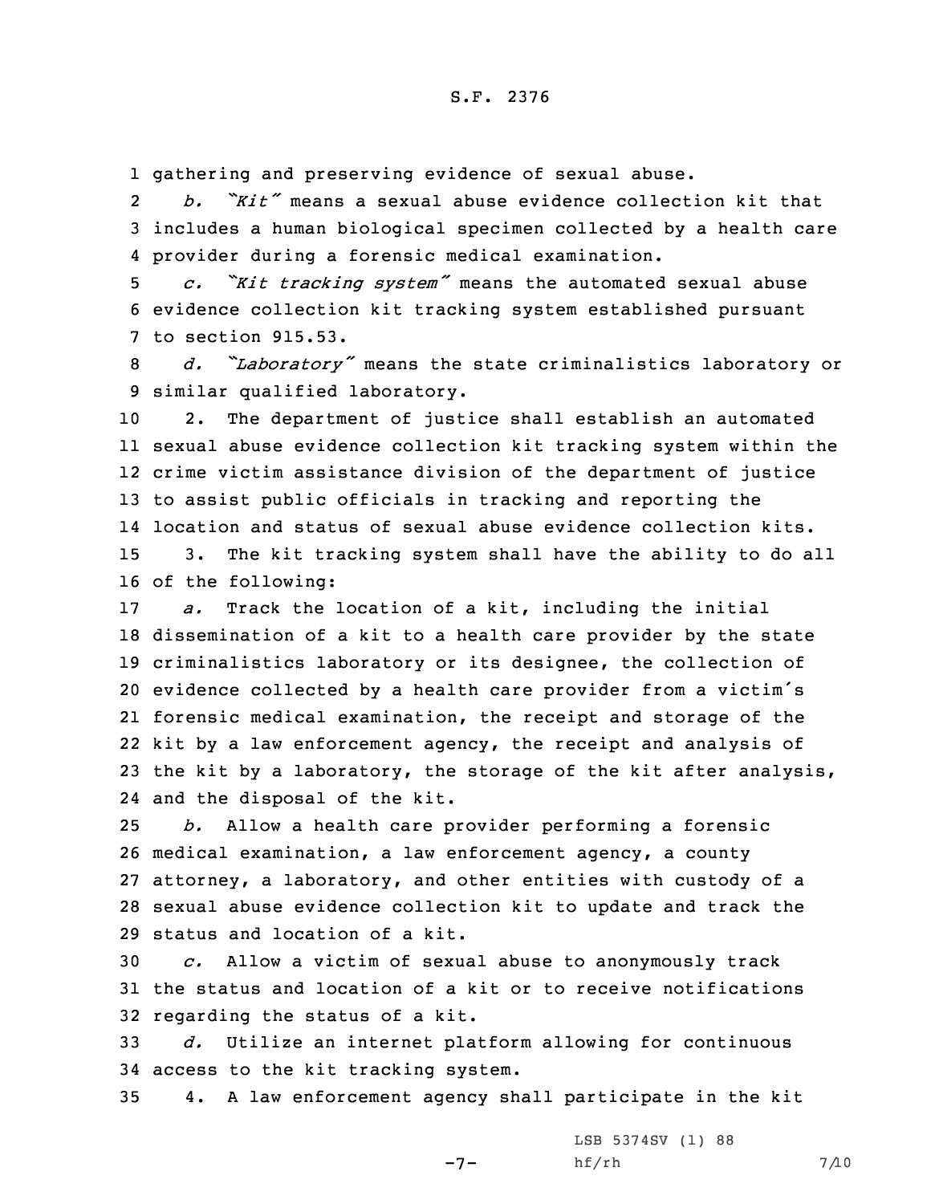gathering and preserving evidence of sexual abuse.

*b. "Kit"* means a sexual abuse evidence collection kit that includes a human biological specimen collected by a health care provider during a forensic medical examination.

*c. "Kit tracking system"* means the automated sexual abuse evidence collection kit tracking system established pursuant to section 915.53.

*d. "Laboratory"* means the state criminalistics laboratory or similar qualified laboratory.

2. The department of justice shall establish an automated sexual abuse evidence collection kit tracking system within the crime victim assistance division of the department of justice to assist public officials in tracking and reporting the location and status of sexual abuse evidence collection kits.

3. The kit tracking system shall have the ability to do all of the following:

*a.* Track the location of a kit, including the initial dissemination of a kit to a health care provider by the state criminalistics laboratory or its designee, the collection of evidence collected by a health care provider from a victim's forensic medical examination, the receipt and storage of the kit by a law enforcement agency, the receipt and analysis of the kit by a laboratory, the storage of the kit after analysis, and the disposal of the kit.

*b.* Allow a health care provider performing a forensic medical examination, a law enforcement agency, a county attorney, a laboratory, and other entities with custody of a sexual abuse evidence collection kit to update and track the status and location of a kit.

*c.* Allow a victim of sexual abuse to anonymously track the status and location of a kit or to receive notifications regarding the status of a kit.

*d.* Utilize an internet platform allowing for continuous access to the kit tracking system.

4. A law enforcement agency shall participate in the kit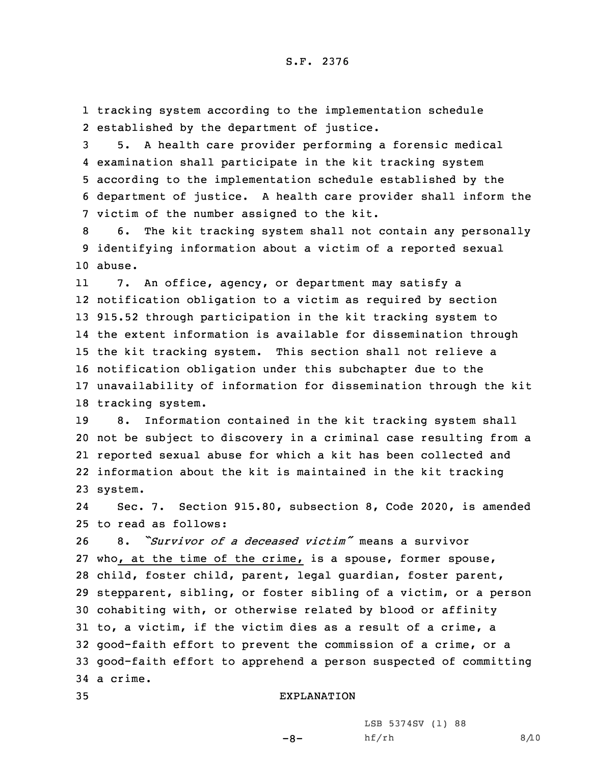tracking system according to the implementation schedule established by the department of justice.

5. A health care provider performing a forensic medical examination shall participate in the kit tracking system according to the implementation schedule established by the department of justice. A health care provider shall inform the victim of the number assigned to the kit.

6. The kit tracking system shall not contain any personally identifying information about a victim of a reported sexual abuse.

7. An office, agency, or department may satisfy a notification obligation to a victim as required by section 915.52 through participation in the kit tracking system to the extent information is available for dissemination through the kit tracking system. This section shall not relieve a notification obligation under this subchapter due to the unavailability of information for dissemination through the kit tracking system.

8. Information contained in the kit tracking system shall not be subject to discovery in a criminal case resulting from a reported sexual abuse for which a kit has been collected and information about the kit is maintained in the kit tracking system.

Sec. 7. Section 915.80, subsection 8, Code 2020, is amended to read as follows:

8. *"Survivor of a deceased victim"* means a survivor who, at the time of the crime, is a spouse, former spouse, child, foster child, parent, legal guardian, foster parent, stepparent, sibling, or foster sibling of a victim, or a person cohabiting with, or otherwise related by blood or affinity to, a victim, if the victim dies as a result of a crime, a good-faith effort to prevent the commission of a crime, or a good-faith effort to apprehend a person suspected of committing a crime.

EXPLANATION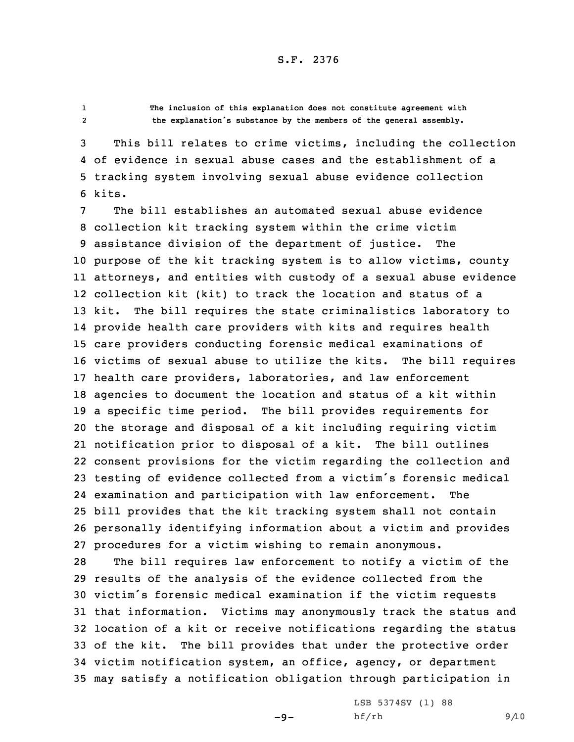The inclusion of this explanation does not constitute agreement with the explanation's substance by the members of the general assembly.

This bill relates to crime victims, including the collection of evidence in sexual abuse cases and the establishment of a tracking system involving sexual abuse evidence collection kits.

The bill establishes an automated sexual abuse evidence collection kit tracking system within the crime victim assistance division of the department of justice. The purpose of the kit tracking system is to allow victims, county attorneys, and entities with custody of a sexual abuse evidence collection kit (kit) to track the location and status of a kit. The bill requires the state criminalistics laboratory to provide health care providers with kits and requires health care providers conducting forensic medical examinations of victims of sexual abuse to utilize the kits. The bill requires health care providers, laboratories, and law enforcement agencies to document the location and status of a kit within a specific time period. The bill provides requirements for the storage and disposal of a kit including requiring victim notification prior to disposal of a kit. The bill outlines consent provisions for the victim regarding the collection and testing of evidence collected from a victim's forensic medical examination and participation with law enforcement. The bill provides that the kit tracking system shall not contain personally identifying information about a victim and provides procedures for a victim wishing to remain anonymous.

The bill requires law enforcement to notify a victim of the results of the analysis of the evidence collected from the victim's forensic medical examination if the victim requests that information. Victims may anonymously track the status and location of a kit or receive notifications regarding the status of the kit. The bill provides that under the protective order victim notification system, an office, agency, or department may satisfy a notification obligation through participation in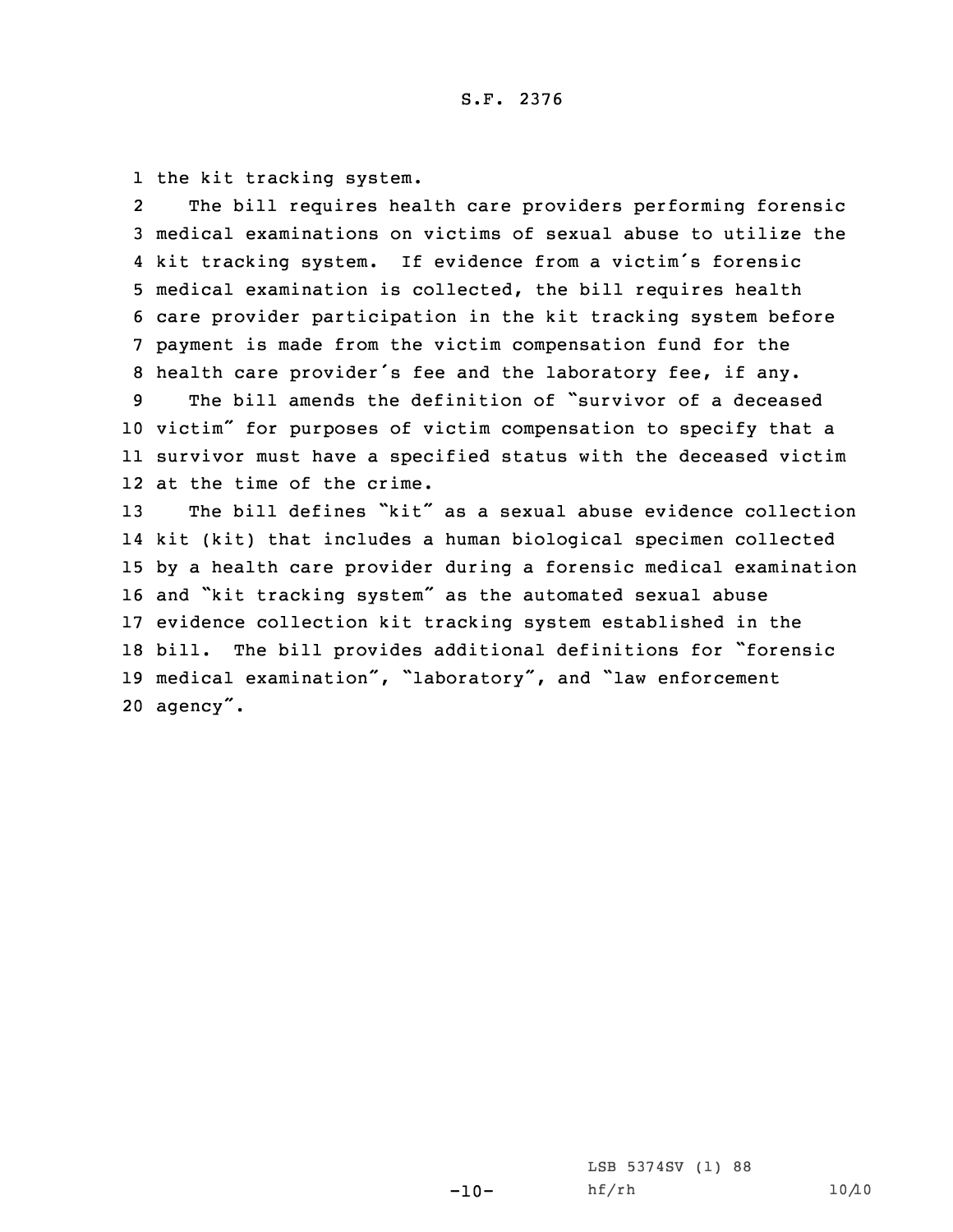the kit tracking system.

The bill requires health care providers performing forensic medical examinations on victims of sexual abuse to utilize the kit tracking system. If evidence from a victim's forensic medical examination is collected, the bill requires health care provider participation in the kit tracking system before payment is made from the victim compensation fund for the health care provider's fee and the laboratory fee, if any.

The bill amends the definition of "survivor of a deceased victim" for purposes of victim compensation to specify that a survivor must have a specified status with the deceased victim at the time of the crime.

The bill defines "kit" as a sexual abuse evidence collection kit (kit) that includes a human biological specimen collected by a health care provider during a forensic medical examination and "kit tracking system" as the automated sexual abuse evidence collection kit tracking system established in the bill. The bill provides additional definitions for "forensic medical examination", "laboratory", and "law enforcement agency".